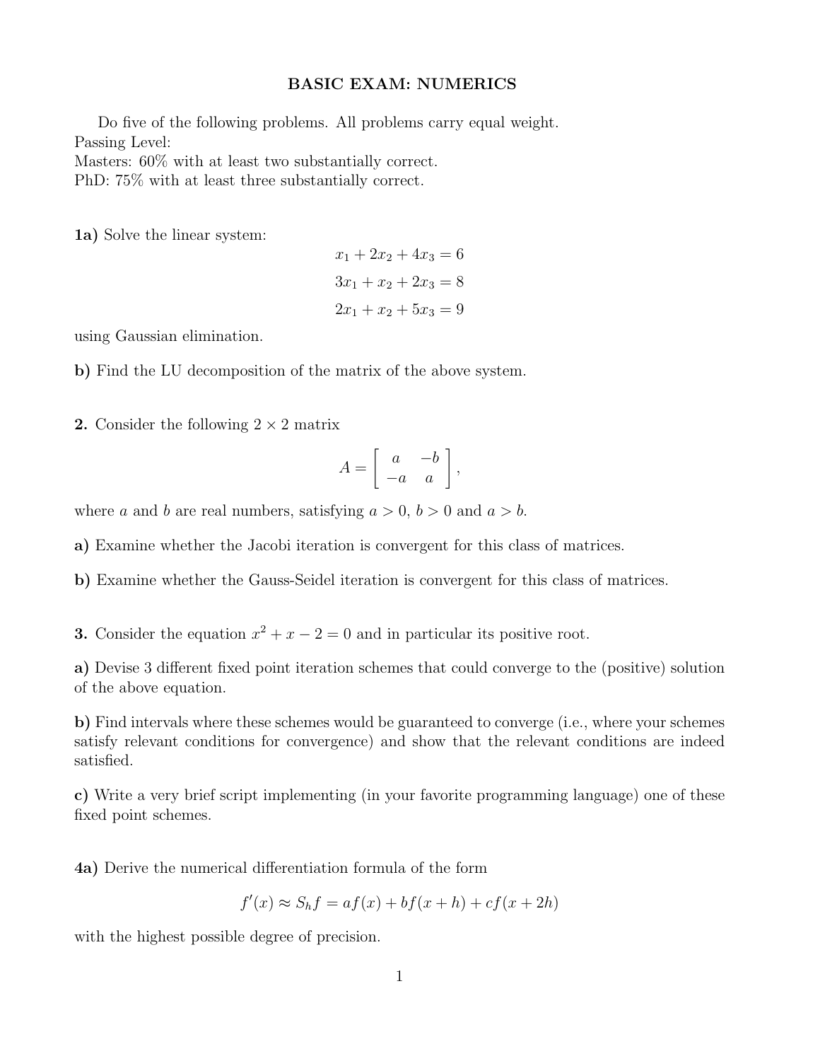# BASIC EXAM: NUMERICS

Do five of the following problems. All problems carry equal weight.
Passing Level:
Masters: 60% with at least two substantially correct.
PhD: 75% with at least three substantially correct.

**1a)** Solve the linear system:

$$
\begin{aligned}
x_1 + 2x_2 + 4x_3 &= 6 \\
3x_1 + x_2 + 2x_3 &= 8 \\
2x_1 + x_2 + 5x_3 &= 9
\end{aligned}
$$

using Gaussian elimination.

**b)** Find the LU decomposition of the matrix of the above system.

**2.** Consider the following $2 \times 2$ matrix

$$
A = \begin{bmatrix} a & -b \\ -a & a \end{bmatrix},
$$

where $a$ and $b$ are real numbers, satisfying $a > 0$, $b > 0$ and $a > b$.

**a)** Examine whether the Jacobi iteration is convergent for this class of matrices.

**b)** Examine whether the Gauss-Seidel iteration is convergent for this class of matrices.

**3.** Consider the equation $x^2 + x - 2 = 0$ and in particular its positive root.

**a)** Devise 3 different fixed point iteration schemes that could converge to the (positive) solution of the above equation.

**b)** Find intervals where these schemes would be guaranteed to converge (i.e., where your schemes satisfy relevant conditions for convergence) and show that the relevant conditions are indeed satisfied.

**c)** Write a very brief script implementing (in your favorite programming language) one of these fixed point schemes.

**4a)** Derive the numerical differentiation formula of the form

$$
f'(x) \approx S_h f = af(x) + bf(x+h) + cf(x+2h)
$$

with the highest possible degree of precision.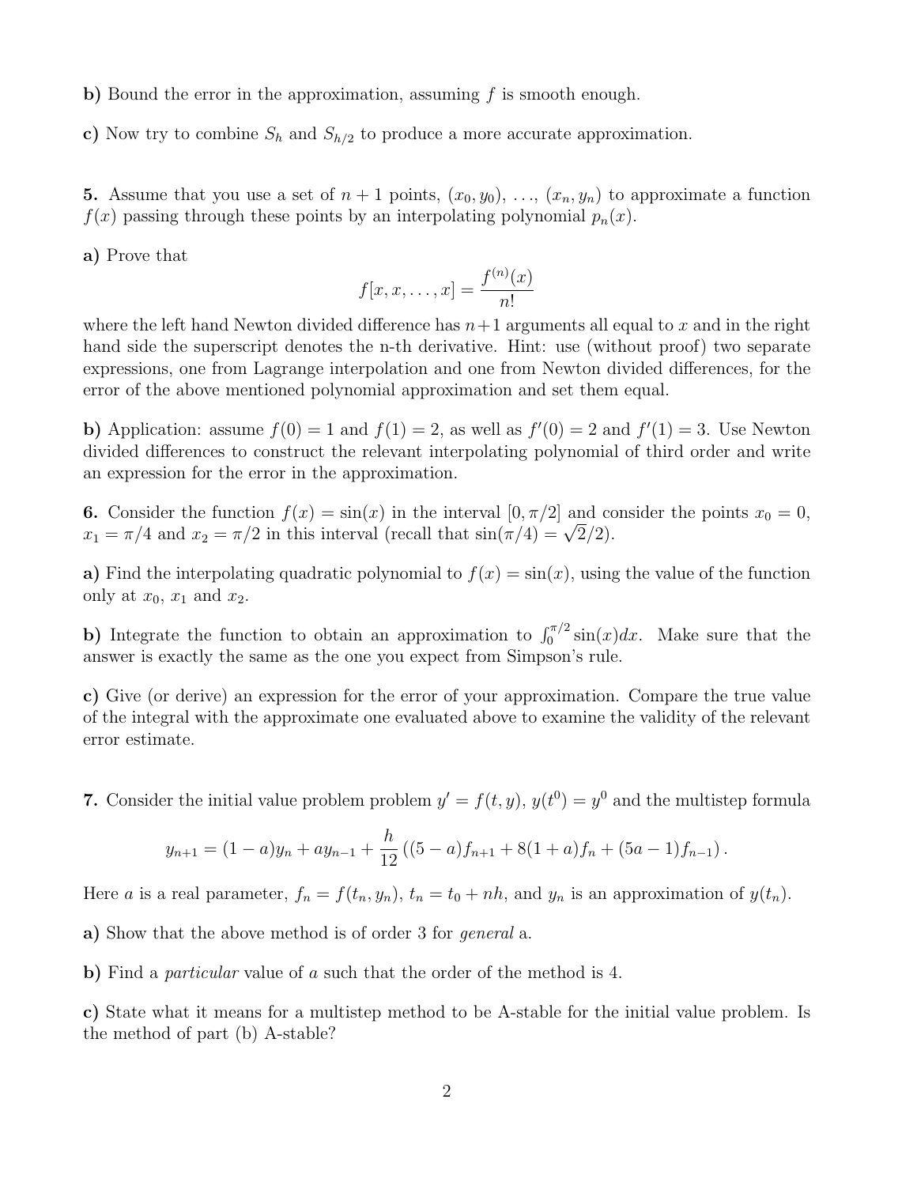**b)** Bound the error in the approximation, assuming $f$ is smooth enough.

**c)** Now try to combine $S_h$ and $S_{h/2}$ to produce a more accurate approximation.

**5.** Assume that you use a set of $n+1$ points, $(x_0, y_0)$, ..., $(x_n, y_n)$ to approximate a function $f(x)$ passing through these points by an interpolating polynomial $p_n(x)$.

**a)** Prove that

$$f[x, x, \ldots, x] = \frac{f^{(n)}(x)}{n!}$$

where the left hand Newton divided difference has $n+1$ arguments all equal to $x$ and in the right hand side the superscript denotes the n-th derivative. Hint: use (without proof) two separate expressions, one from Lagrange interpolation and one from Newton divided differences, for the error of the above mentioned polynomial approximation and set them equal.

**b)** Application: assume $f(0) = 1$ and $f(1) = 2$, as well as $f'(0) = 2$ and $f'(1) = 3$. Use Newton divided differences to construct the relevant interpolating polynomial of third order and write an expression for the error in the approximation.

**6.** Consider the function $f(x) = \sin(x)$ in the interval $[0, \pi/2]$ and consider the points $x_0 = 0$, $x_1 = \pi/4$ and $x_2 = \pi/2$ in this interval (recall that $\sin(\pi/4) = \sqrt{2}/2$).

**a)** Find the interpolating quadratic polynomial to $f(x) = \sin(x)$, using the value of the function only at $x_0$, $x_1$ and $x_2$.

**b)** Integrate the function to obtain an approximation to $\int_0^{\pi/2} \sin(x)dx$. Make sure that the answer is exactly the same as the one you expect from Simpson's rule.

**c)** Give (or derive) an expression for the error of your approximation. Compare the true value of the integral with the approximate one evaluated above to examine the validity of the relevant error estimate.

**7.** Consider the initial value problem problem $y' = f(t, y)$, $y(t^0) = y^0$ and the multistep formula

$$y_{n+1} = (1-a)y_n + ay_{n-1} + \frac{h}{12}\left((5-a)f_{n+1} + 8(1+a)f_n + (5a-1)f_{n-1}\right).$$

Here $a$ is a real parameter, $f_n = f(t_n, y_n)$, $t_n = t_0 + nh$, and $y_n$ is an approximation of $y(t_n)$.

**a)** Show that the above method is of order 3 for *general* a.

**b)** Find a *particular* value of $a$ such that the order of the method is 4.

**c)** State what it means for a multistep method to be A-stable for the initial value problem. Is the method of part (b) A-stable?